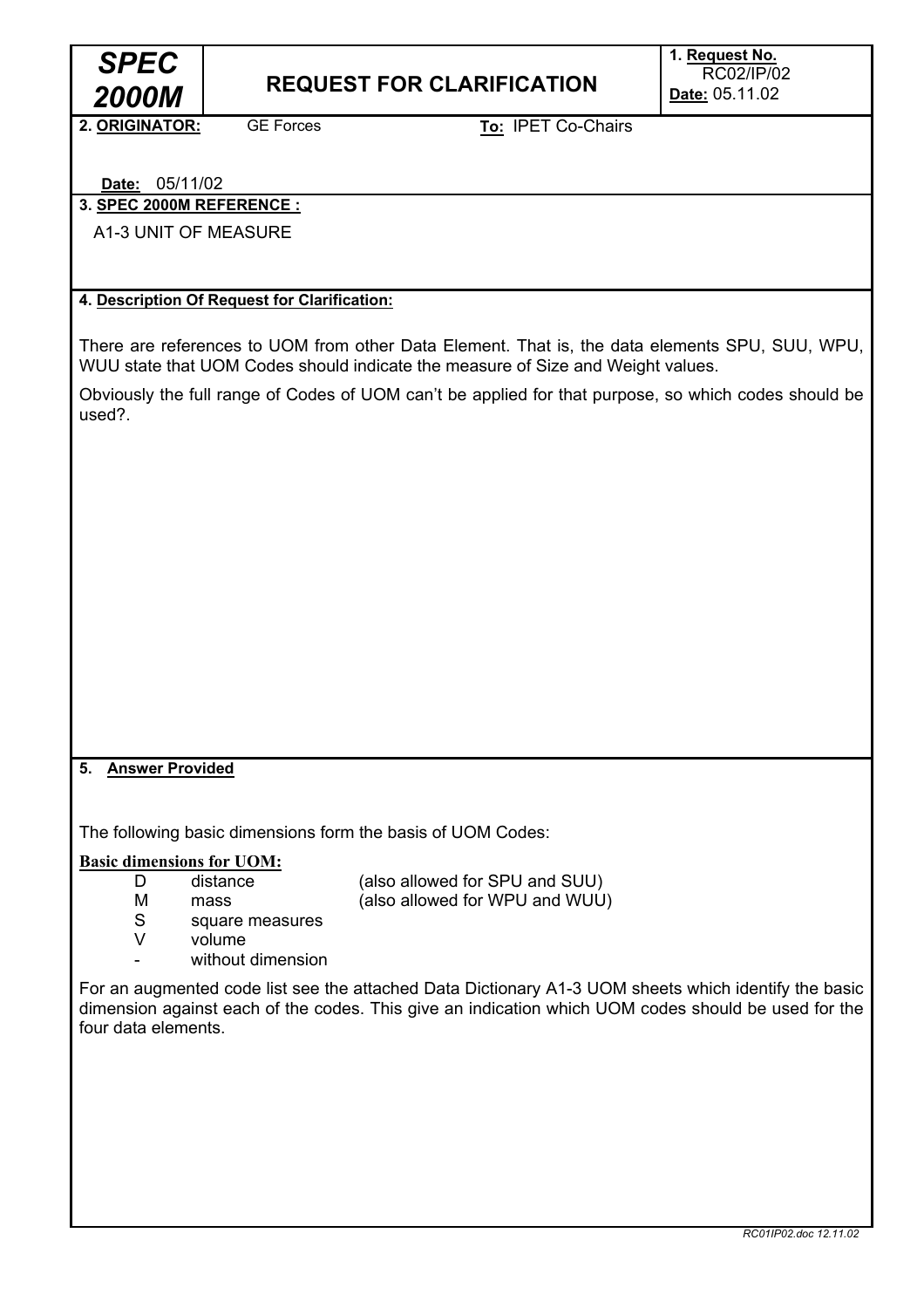# SPEC 2000M

## REQUEST FOR CLARIFICATION

**1. Request No.** RC02/IP/02
**Date:** 05.11.02

**2. ORIGINATOR:** GE Forces

**To:** IPET Co-Chairs

**Date:** 05/11/02

**3. SPEC 2000M REFERENCE :**

A1-3 UNIT OF MEASURE

**4. Description Of Request for Clarification:**

There are references to UOM from other Data Element. That is, the data elements SPU, SUU, WPU, WUU state that UOM Codes should indicate the measure of Size and Weight values.

Obviously the full range of Codes of UOM can't be applied for that purpose, so which codes should be used?.

**5. Answer Provided**

The following basic dimensions form the basis of UOM Codes:

**Basic dimensions for UOM:**

| | | |
|---|---|---|
| D | distance | (also allowed for SPU and SUU) |
| M | mass | (also allowed for WPU and WUU) |
| S | square measures | |
| V | volume | |
| - | without dimension | |

For an augmented code list see the attached Data Dictionary A1-3 UOM sheets which identify the basic dimension against each of the codes. This give an indication which UOM codes should be used for the four data elements.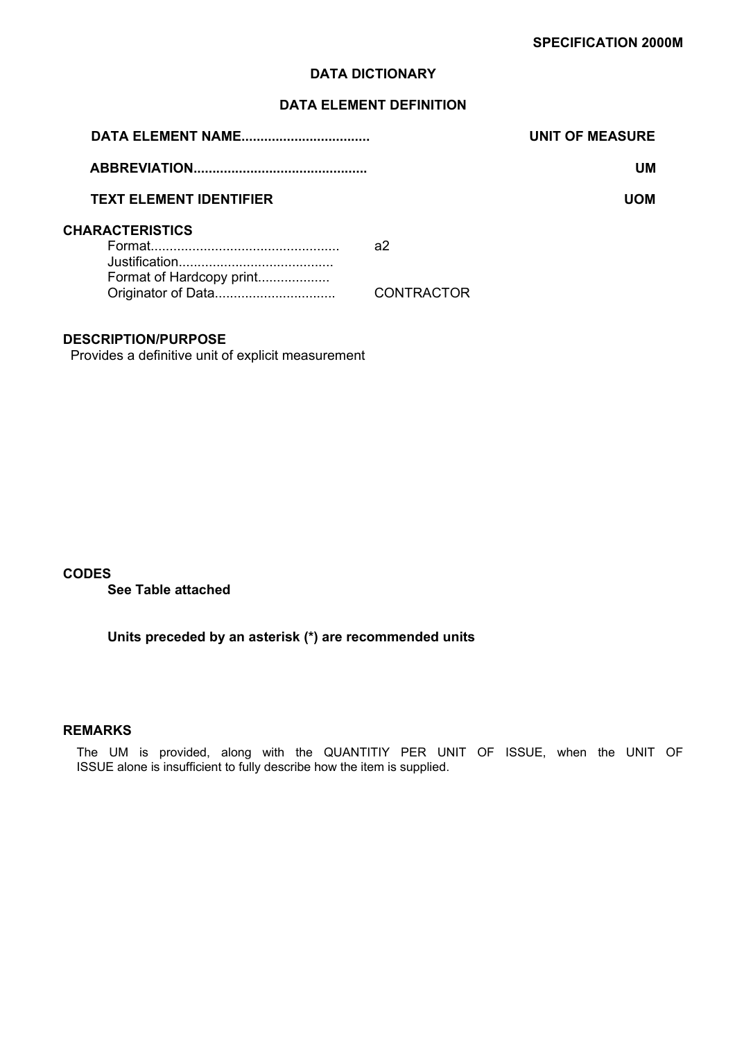**SPECIFICATION 2000M**

## DATA DICTIONARY

### DATA ELEMENT DEFINITION

**DATA ELEMENT NAME.................................** **UNIT OF MEASURE**

**ABBREVIATION.............................................** **UM**

**TEXT ELEMENT IDENTIFIER** **UOM**

**CHARACTERISTICS**

Format................................................. a2
Justification........................................
Format of Hardcopy print...................
Originator of Data............................... CONTRACTOR

**DESCRIPTION/PURPOSE**

Provides a definitive unit of explicit measurement

**CODES**

**See Table attached**

**Units preceded by an asterisk (*) are recommended units**

**REMARKS**

The UM is provided, along with the QUANTITIY PER UNIT OF ISSUE, when the UNIT OF ISSUE alone is insufficient to fully describe how the item is supplied.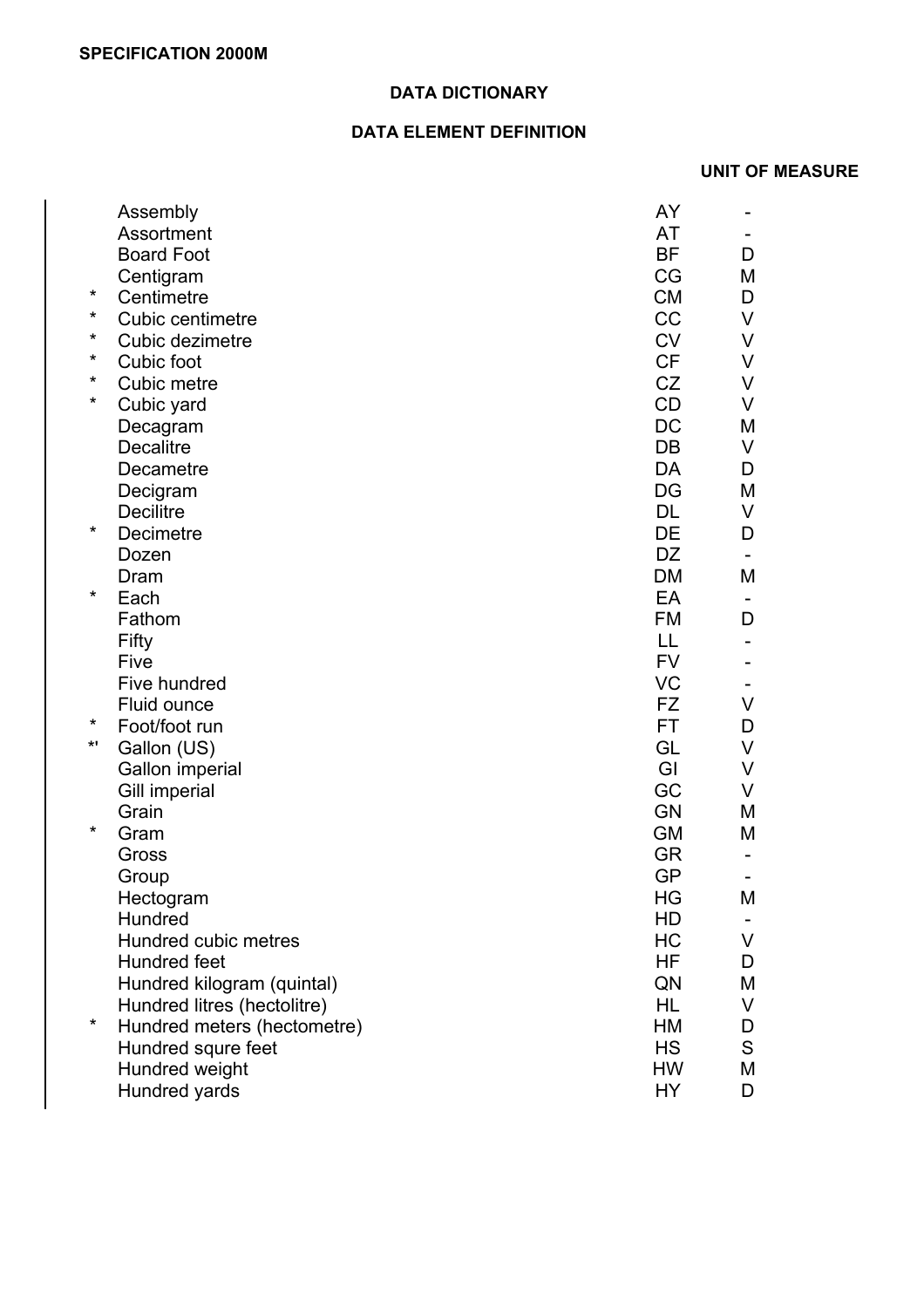**SPECIFICATION 2000M**

**DATA DICTIONARY**

**DATA ELEMENT DEFINITION**

**UNIT OF MEASURE**

| | | | |
|---|---|---|---|
| | Assembly | AY | - |
| | Assortment | AT | - |
| | Board Foot | BF | D |
| | Centigram | CG | M |
| * | Centimetre | CM | D |
| * | Cubic centimetre | CC | V |
| * | Cubic dezimetre | CV | V |
| * | Cubic foot | CF | V |
| * | Cubic metre | CZ | V |
| * | Cubic yard | CD | V |
| | Decagram | DC | M |
| | Decalitre | DB | V |
| | Decametre | DA | D |
| | Decigram | DG | M |
| | Decilitre | DL | V |
| * | Decimetre | DE | D |
| | Dozen | DZ | - |
| | Dram | DM | M |
| * | Each | EA | - |
| | Fathom | FM | D |
| | Fifty | LL | - |
| | Five | FV | - |
| | Five hundred | VC | - |
| | Fluid ounce | FZ | V |
| * | Foot/foot run | FT | D |
| *' | Gallon (US) | GL | V |
| | Gallon imperial | GI | V |
| | Gill imperial | GC | V |
| | Grain | GN | M |
| * | Gram | GM | M |
| | Gross | GR | - |
| | Group | GP | - |
| | Hectogram | HG | M |
| | Hundred | HD | - |
| | Hundred cubic metres | HC | V |
| | Hundred feet | HF | D |
| | Hundred kilogram (quintal) | QN | M |
| | Hundred litres (hectolitre) | HL | V |
| * | Hundred meters (hectometre) | HM | D |
| | Hundred squre feet | HS | S |
| | Hundred weight | HW | M |
| | Hundred yards | HY | D |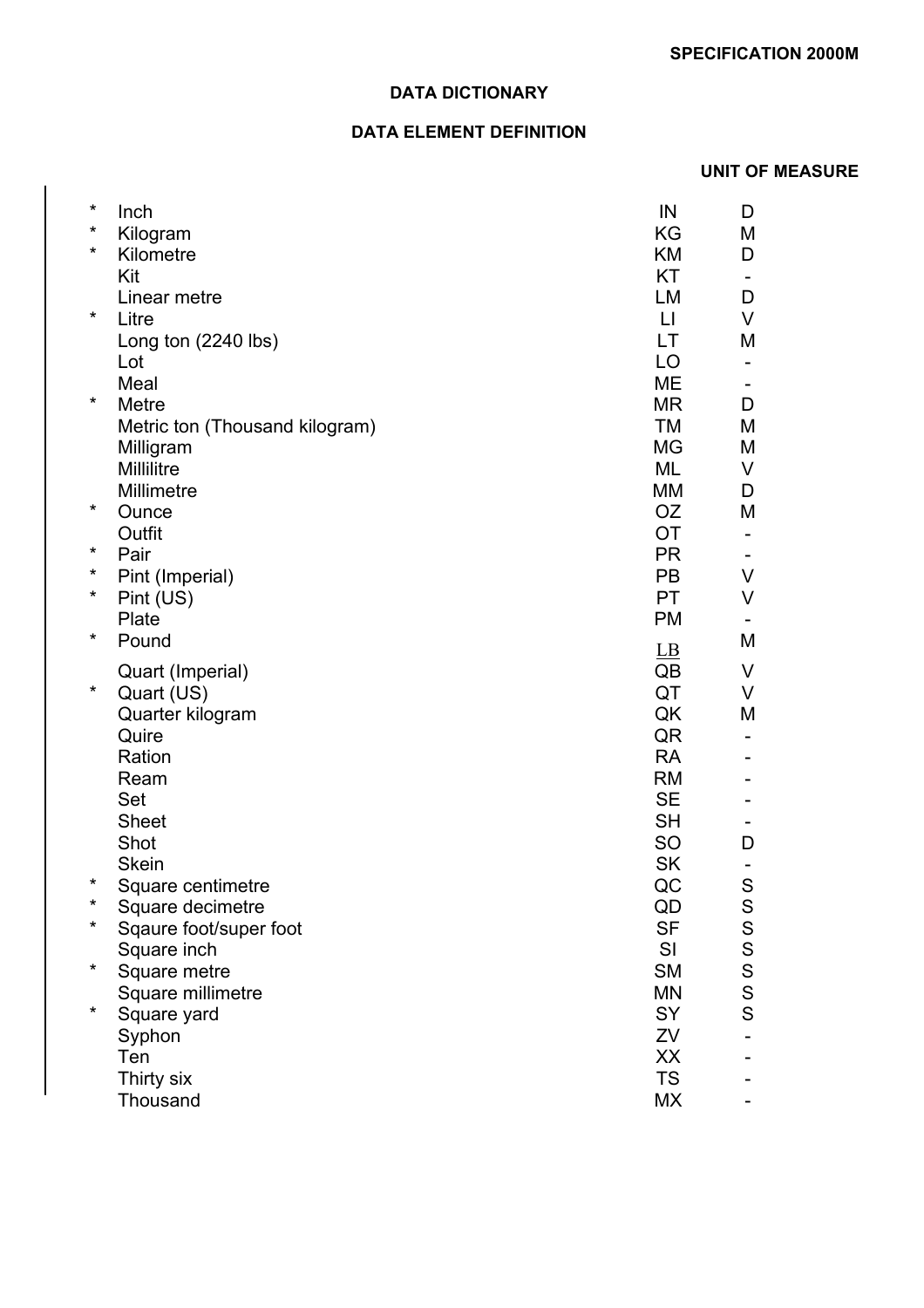**DATA DICTIONARY**

**DATA ELEMENT DEFINITION**

**UNIT OF MEASURE**

| | | | |
|---|---|---|---|
| * | Inch | IN | D |
| * | Kilogram | KG | M |
| * | Kilometre | KM | D |
| | Kit | KT | - |
| | Linear metre | LM | D |
| * | Litre | LI | V |
| | Long ton (2240 lbs) | LT | M |
| | Lot | LO | - |
| | Meal | ME | - |
| * | Metre | MR | D |
| | Metric ton (Thousand kilogram) | TM | M |
| | Milligram | MG | M |
| | Millilitre | ML | V |
| | Millimetre | MM | D |
| * | Ounce | OZ | M |
| | Outfit | OT | - |
| * | Pair | PR | - |
| * | Pint (Imperial) | PB | V |
| * | Pint (US) | PT | V |
| | Plate | PM | - |
| * | Pound | LB | M |
| | Quart (Imperial) | QB | V |
| * | Quart (US) | QT | V |
| | Quarter kilogram | QK | M |
| | Quire | QR | - |
| | Ration | RA | - |
| | Ream | RM | - |
| | Set | SE | - |
| | Sheet | SH | - |
| | Shot | SO | D |
| | Skein | SK | - |
| * | Square centimetre | QC | S |
| * | Square decimetre | QD | S |
| * | Sqaure foot/super foot | SF | S |
| | Square inch | SI | S |
| * | Square metre | SM | S |
| | Square millimetre | MN | S |
| * | Square yard | SY | S |
| | Syphon | ZV | - |
| | Ten | XX | - |
| | Thirty six | TS | - |
| | Thousand | MX | - |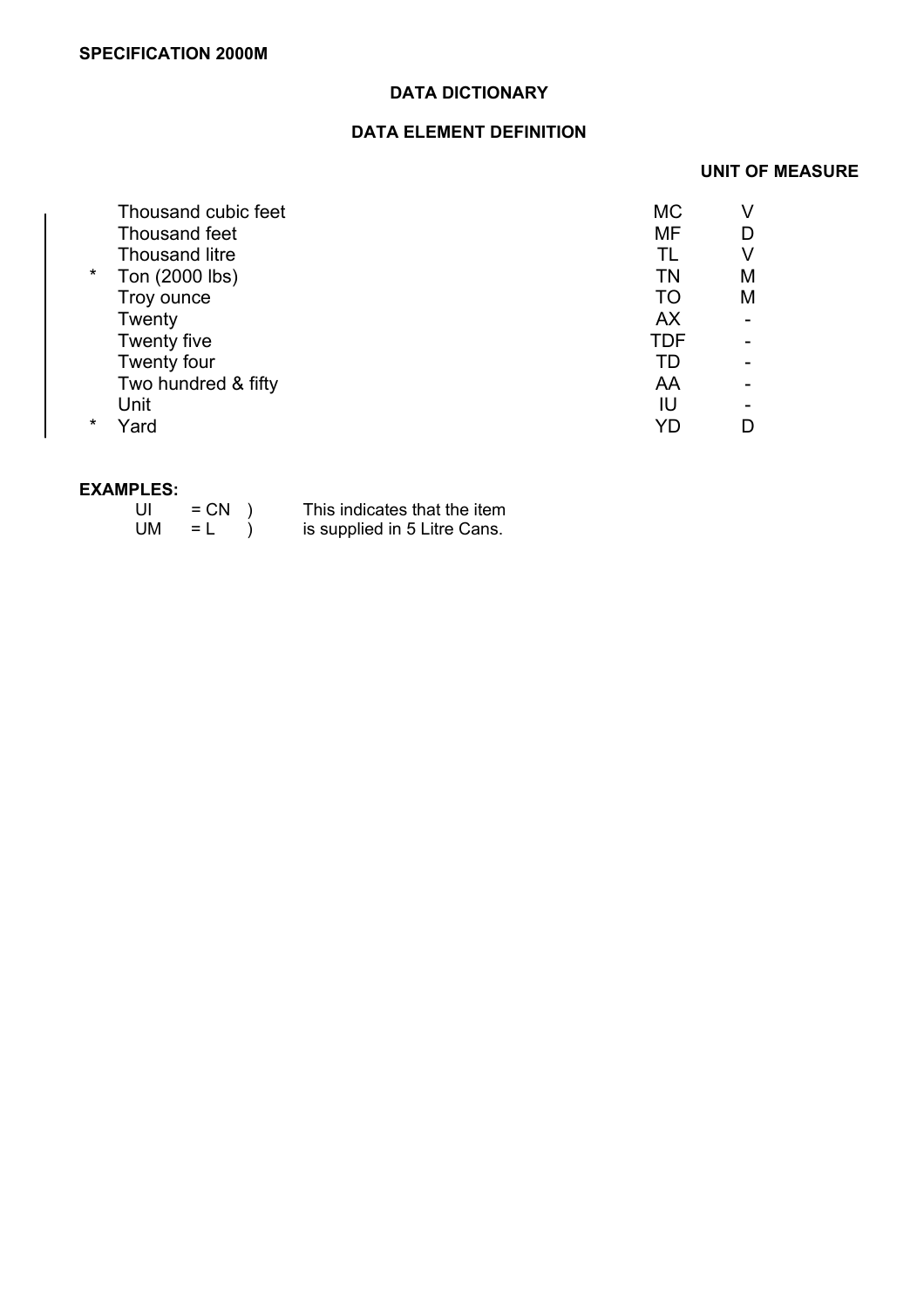**SPECIFICATION 2000M**

**DATA DICTIONARY**

**DATA ELEMENT DEFINITION**

**UNIT OF MEASURE**

| | | | |
|---|---|---|---|
| | Thousand cubic feet | MC | V |
| | Thousand feet | MF | D |
| | Thousand litre | TL | V |
| * | Ton (2000 lbs) | TN | M |
| | Troy ounce | TO | M |
| | Twenty | AX | - |
| | Twenty five | TDF | - |
| | Twenty four | TD | - |
| | Two hundred & fifty | AA | - |
| | Unit | IU | - |
| * | Yard | YD | D |

**EXAMPLES:**

UI = CN ) This indicates that the item
UM = L ) is supplied in 5 Litre Cans.